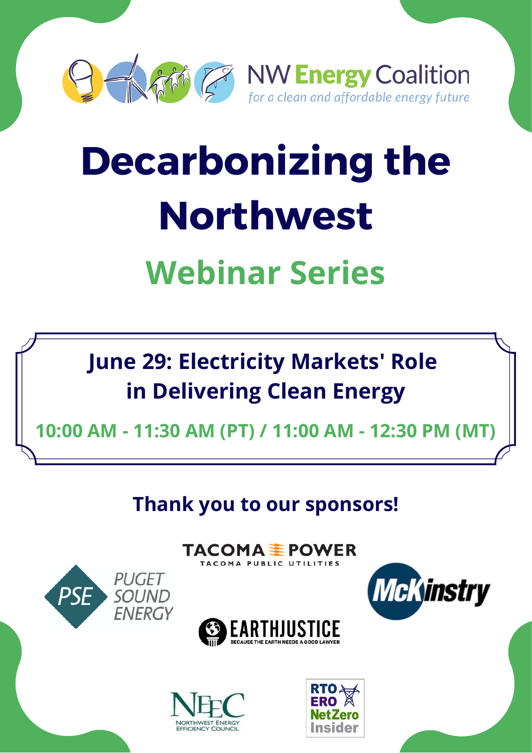NW Energy Coalition

*for a clean and affordable energy future*

# Decarbonizing the Northwest

## Webinar Series

**June 29: Electricity Markets' Role in Delivering Clean Energy**

**10:00 AM - 11:30 AM (PT) / 11:00 AM - 12:30 PM (MT)**

**Thank you to our sponsors!**

TACOMA POWER
TACOMA PUBLIC UTILITIES

PSE PUGET SOUND ENERGY

McKinstry

EARTHJUSTICE
BECAUSE THE EARTH NEEDS A GOOD LAWYER

NEEC
NORTHWEST ENERGY EFFICIENCY COUNCIL

RTO ERO NetZero Insider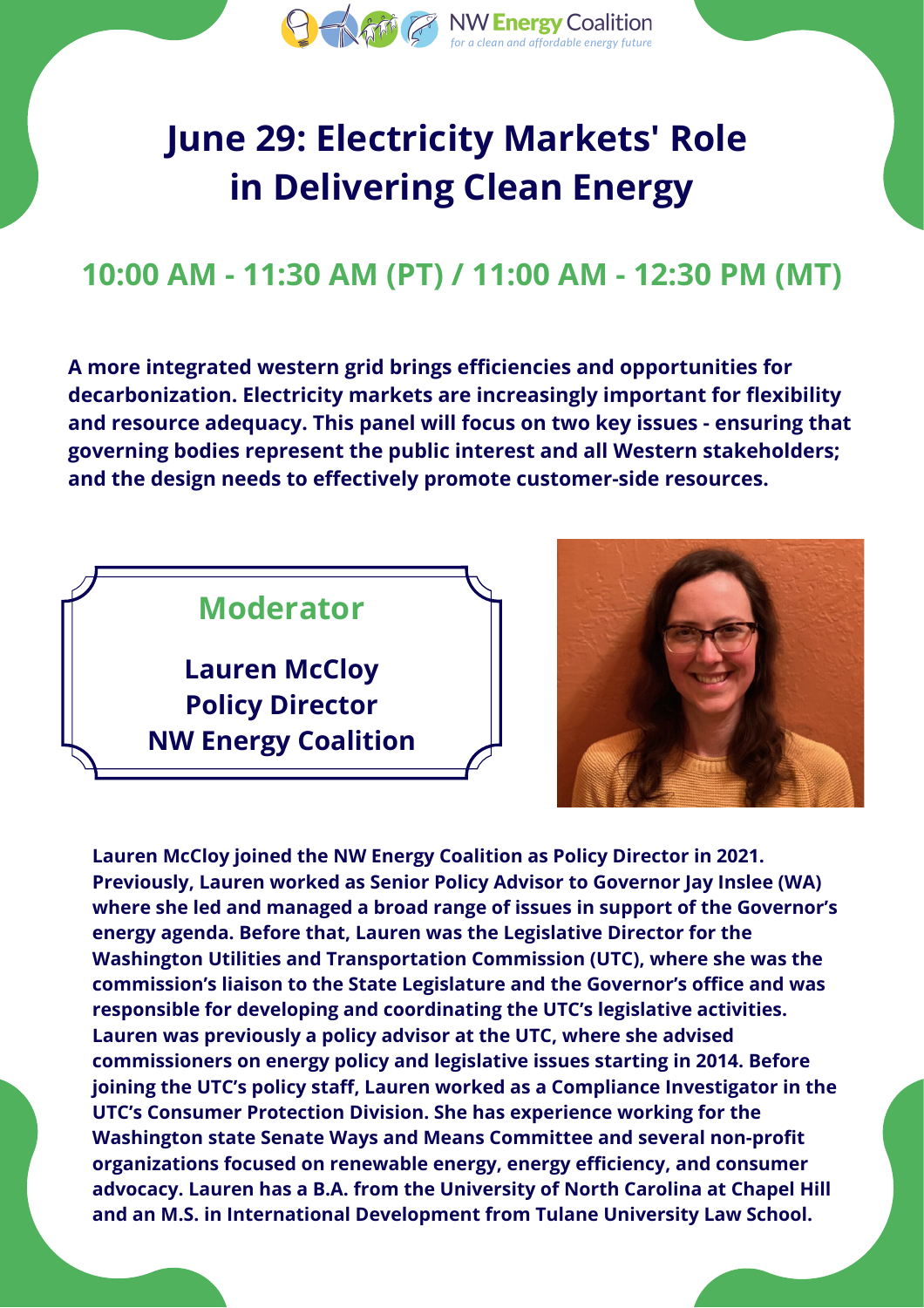NW Energy Coalition
*for a clean and affordable energy future*

# June 29: Electricity Markets' Role in Delivering Clean Energy

## 10:00 AM - 11:30 AM (PT) / 11:00 AM - 12:30 PM (MT)

**A more integrated western grid brings efficiencies and opportunities for decarbonization. Electricity markets are increasingly important for flexibility and resource adequacy. This panel will focus on two key issues - ensuring that governing bodies represent the public interest and all Western stakeholders; and the design needs to effectively promote customer-side resources.**

### Moderator

**Lauren McCloy**
**Policy Director**
**NW Energy Coalition**

**Lauren McCloy joined the NW Energy Coalition as Policy Director in 2021. Previously, Lauren worked as Senior Policy Advisor to Governor Jay Inslee (WA) where she led and managed a broad range of issues in support of the Governor's energy agenda. Before that, Lauren was the Legislative Director for the Washington Utilities and Transportation Commission (UTC), where she was the commission's liaison to the State Legislature and the Governor's office and was responsible for developing and coordinating the UTC's legislative activities. Lauren was previously a policy advisor at the UTC, where she advised commissioners on energy policy and legislative issues starting in 2014. Before joining the UTC's policy staff, Lauren worked as a Compliance Investigator in the UTC's Consumer Protection Division. She has experience working for the Washington state Senate Ways and Means Committee and several non-profit organizations focused on renewable energy, energy efficiency, and consumer advocacy. Lauren has a B.A. from the University of North Carolina at Chapel Hill and an M.S. in International Development from Tulane University Law School.**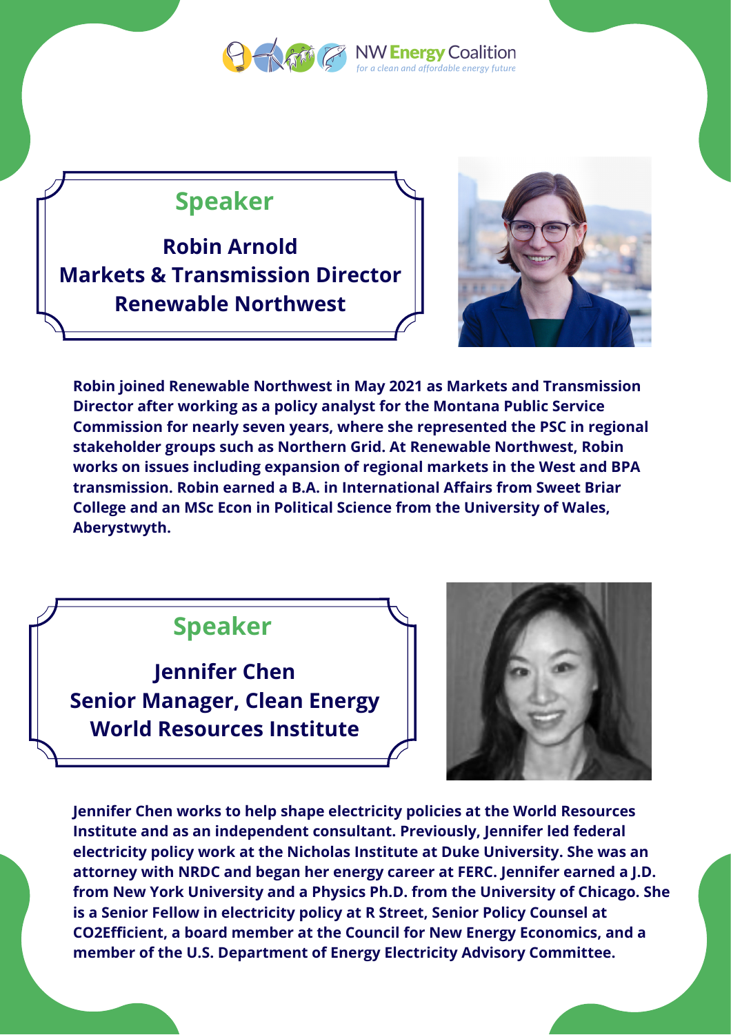NW Energy Coalition

*for a clean and affordable energy future*

## Speaker

**Robin Arnold**
**Markets & Transmission Director**
**Renewable Northwest**

**Robin joined Renewable Northwest in May 2021 as Markets and Transmission Director after working as a policy analyst for the Montana Public Service Commission for nearly seven years, where she represented the PSC in regional stakeholder groups such as Northern Grid. At Renewable Northwest, Robin works on issues including expansion of regional markets in the West and BPA transmission. Robin earned a B.A. in International Affairs from Sweet Briar College and an MSc Econ in Political Science from the University of Wales, Aberystwyth.**

## Speaker

**Jennifer Chen**
**Senior Manager, Clean Energy**
**World Resources Institute**

**Jennifer Chen works to help shape electricity policies at the World Resources Institute and as an independent consultant. Previously, Jennifer led federal electricity policy work at the Nicholas Institute at Duke University. She was an attorney with NRDC and began her energy career at FERC. Jennifer earned a J.D. from New York University and a Physics Ph.D. from the University of Chicago. She is a Senior Fellow in electricity policy at R Street, Senior Policy Counsel at CO2Efficient, a board member at the Council for New Energy Economics, and a member of the U.S. Department of Energy Electricity Advisory Committee.**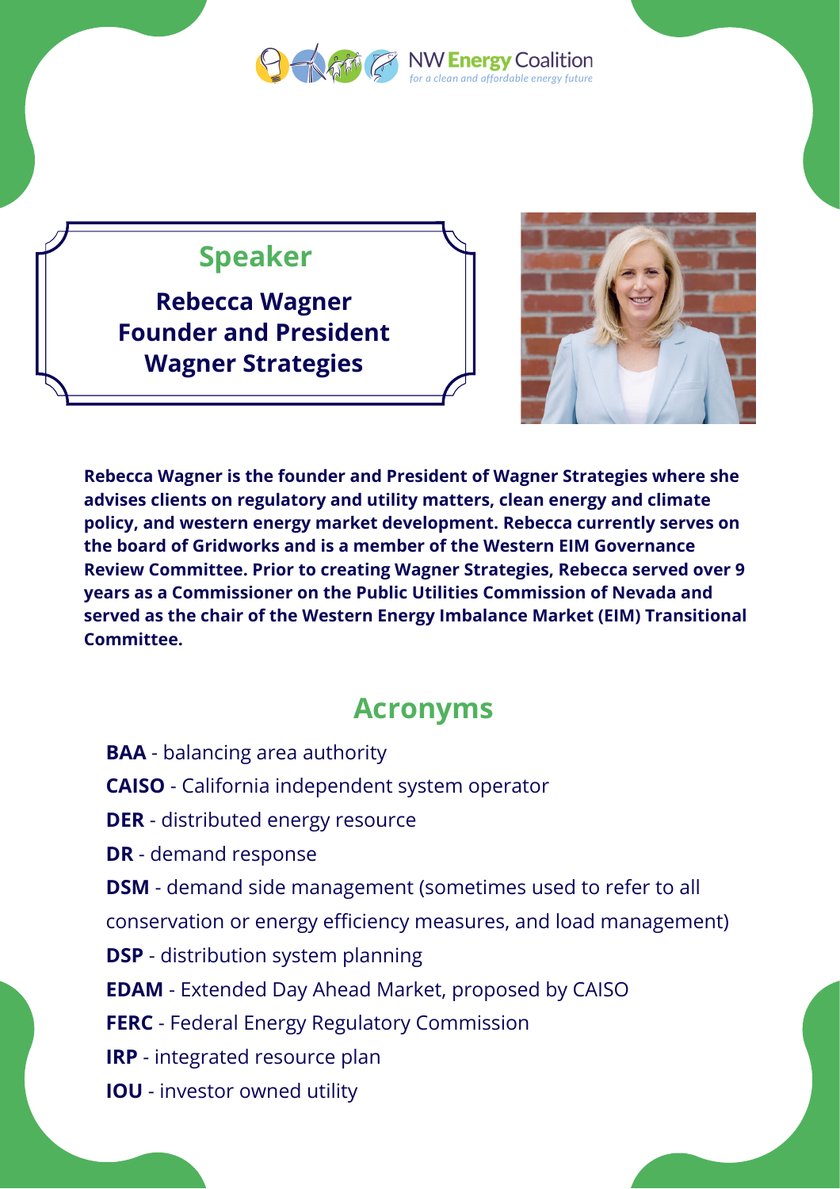NW Energy Coalition
*for a clean and affordable energy future*

## Speaker

**Rebecca Wagner**
**Founder and President**
**Wagner Strategies**

**Rebecca Wagner is the founder and President of Wagner Strategies where she advises clients on regulatory and utility matters, clean energy and climate policy, and western energy market development. Rebecca currently serves on the board of Gridworks and is a member of the Western EIM Governance Review Committee. Prior to creating Wagner Strategies, Rebecca served over 9 years as a Commissioner on the Public Utilities Commission of Nevada and served as the chair of the Western Energy Imbalance Market (EIM) Transitional Committee.**

## Acronyms

**BAA** - balancing area authority

**CAISO** - California independent system operator

**DER** - distributed energy resource

**DR** - demand response

**DSM** - demand side management (sometimes used to refer to all conservation or energy efficiency measures, and load management)

**DSP** - distribution system planning

**EDAM** - Extended Day Ahead Market, proposed by CAISO

**FERC** - Federal Energy Regulatory Commission

**IRP** - integrated resource plan

**IOU** - investor owned utility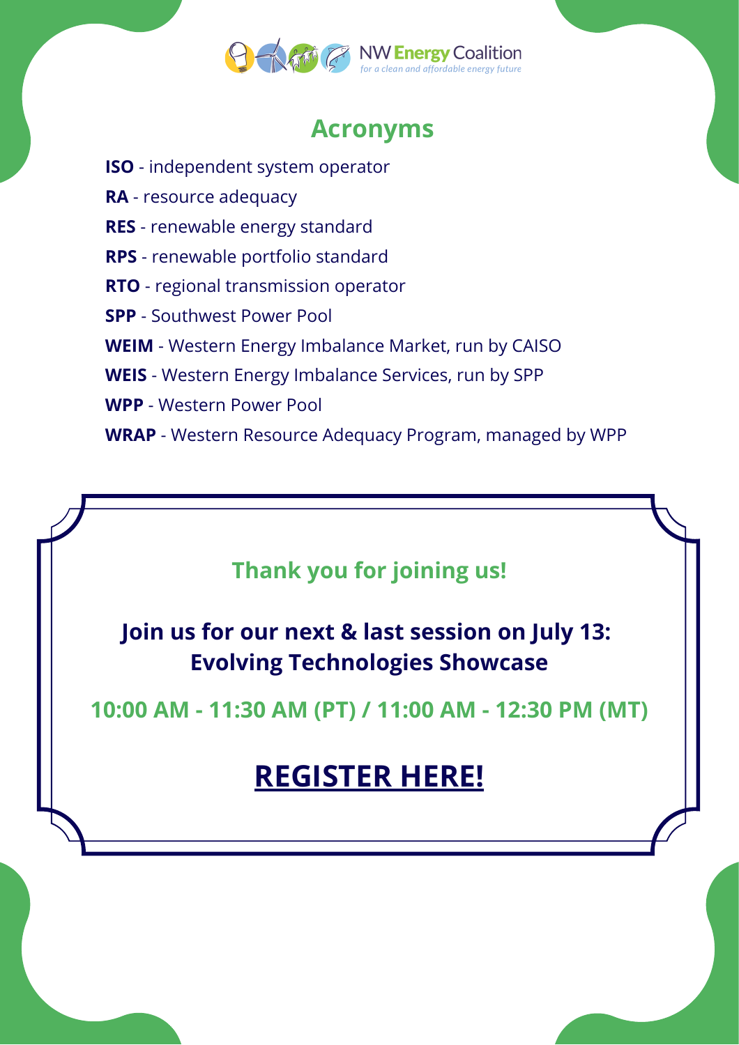NW Energy Coalition
*for a clean and affordable energy future*

## Acronyms

**ISO** - independent system operator

**RA** - resource adequacy

**RES** - renewable energy standard

**RPS** - renewable portfolio standard

**RTO** - regional transmission operator

**SPP** - Southwest Power Pool

**WEIM** - Western Energy Imbalance Market, run by CAISO

**WEIS** - Western Energy Imbalance Services, run by SPP

**WPP** - Western Power Pool

**WRAP** - Western Resource Adequacy Program, managed by WPP

**Thank you for joining us!**

**Join us for our next & last session on July 13: Evolving Technologies Showcase**

**10:00 AM - 11:30 AM (PT) / 11:00 AM - 12:30 PM (MT)**

## REGISTER HERE!